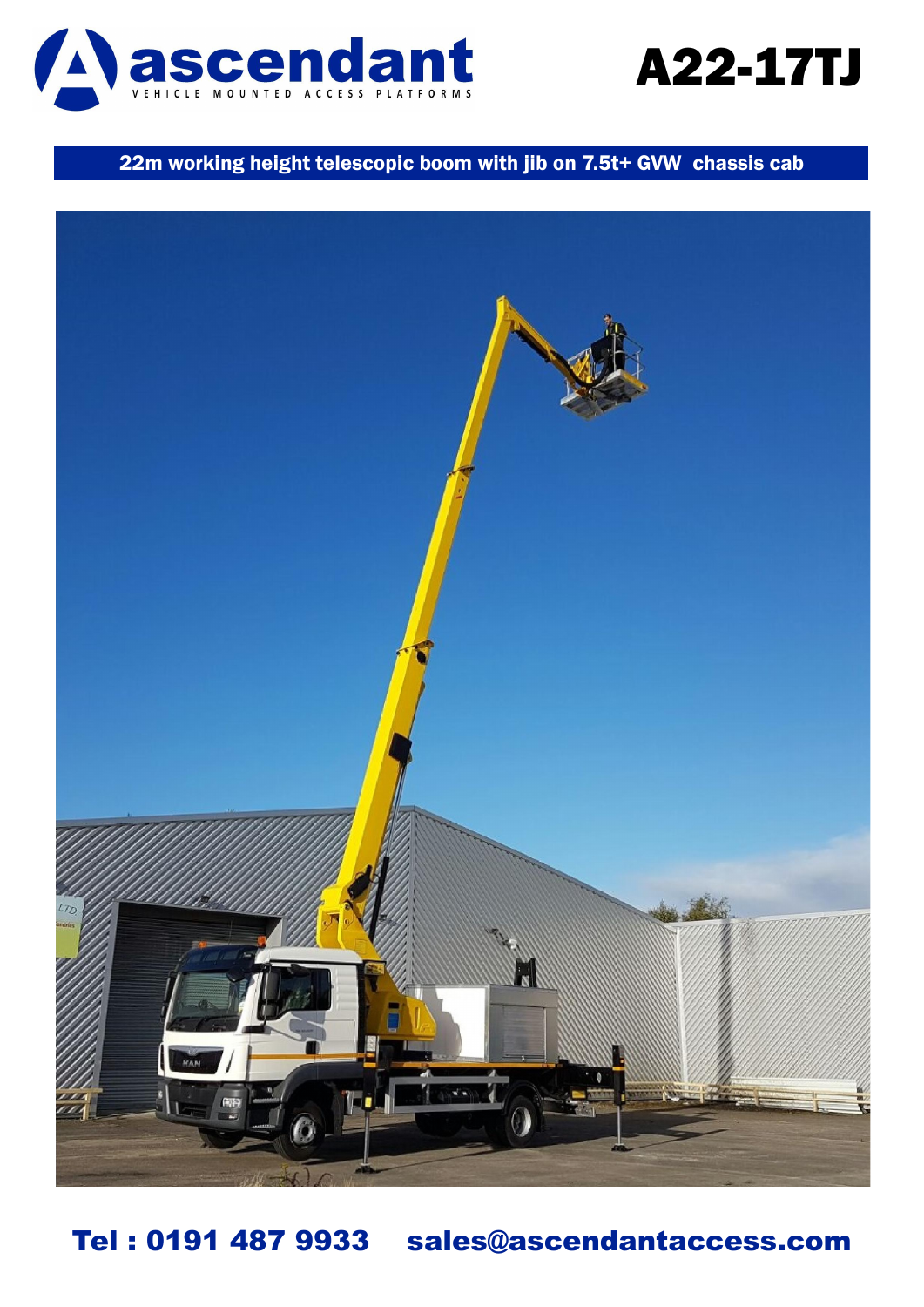# ascendant

VEHICLE MOUNTED ACCESS PLATFORMS

# A22-17TJ

**22m working height telescopic boom with jib on 7.5t+ GVW chassis cab**

**Tel : 0191 487 9933 sales@ascendantaccess.com**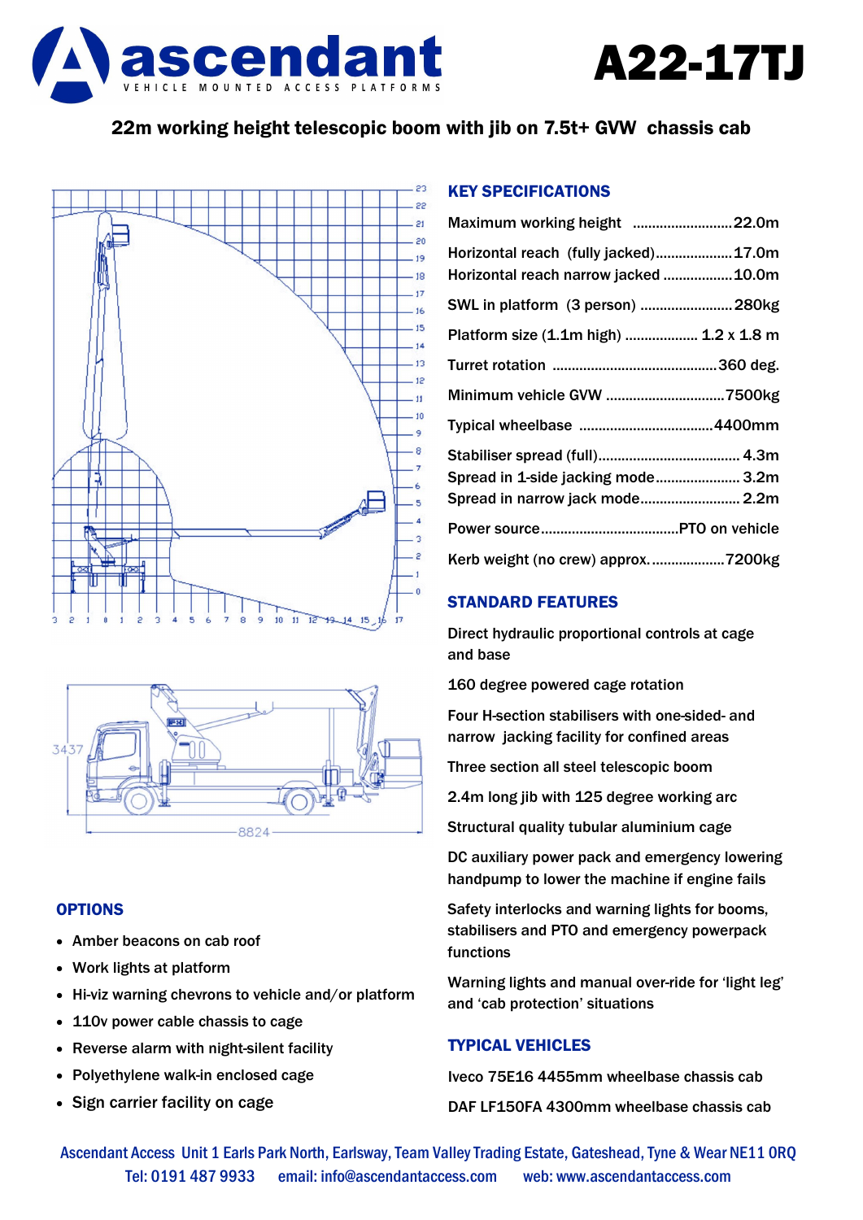# ascendant

VEHICLE MOUNTED ACCESS PLATFORMS

# A22-17TJ

## 22m working height telescopic boom with jib on 7.5t+ GVW chassis cab

23
22
21
20
19
18
17
16
15
14
13
12
11
10
9
8
7
6
5
4
3
2
1
0

3 2 1 0 1 2 3 4 5 6 7 8 9 10 11 12 13 14 15 16 17

3437

8824

## KEY SPECIFICATIONS

Maximum working height ..........................22.0m

Horizontal reach (fully jacked)....................17.0m
Horizontal reach narrow jacked .................10.0m

SWL in platform (3 person) ........................280kg

Platform size (1.1m high) .................. 1.2 x 1.8 m

Turret rotation ..........................................360 deg.

Minimum vehicle GVW ..............................7500kg

Typical wheelbase ..................................4400mm

Stabiliser spread (full).................................... 4.3m
Spread in 1-side jacking mode...................... 3.2m
Spread in narrow jack mode.......................... 2.2m

Power source...................................PTO on vehicle

Kerb weight (no crew) approx. ..................7200kg

## STANDARD FEATURES

Direct hydraulic proportional controls at cage and base

160 degree powered cage rotation

Four H-section stabilisers with one-sided- and narrow jacking facility for confined areas

Three section all steel telescopic boom

2.4m long jib with 125 degree working arc

Structural quality tubular aluminium cage

DC auxiliary power pack and emergency lowering handpump to lower the machine if engine fails

Safety interlocks and warning lights for booms, stabilisers and PTO and emergency powerpack functions

Warning lights and manual over-ride for 'light leg' and 'cab protection' situations

## OPTIONS

- Amber beacons on cab roof
- Work lights at platform
- Hi-viz warning chevrons to vehicle and/or platform
- 110v power cable chassis to cage
- Reverse alarm with night-silent facility
- Polyethylene walk-in enclosed cage
- Sign carrier facility on cage

## TYPICAL VEHICLES

Iveco 75E16 4455mm wheelbase chassis cab

DAF LF150FA 4300mm wheelbase chassis cab

Ascendant Access Unit 1 Earls Park North, Earlsway, Team Valley Trading Estate, Gateshead, Tyne & Wear NE11 0RQ
Tel: 0191 487 9933 email: info@ascendantaccess.com web: www.ascendantaccess.com